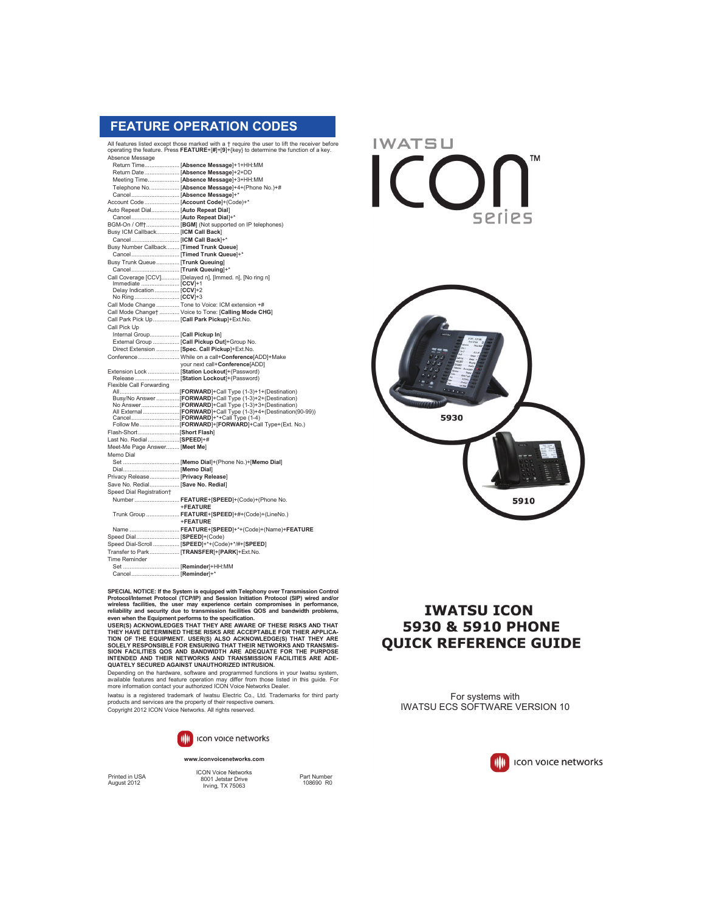## FEATURE OPERATION CODES

All features listed except those marked with a † require the user to lift the receiver before operating the feature. Press **FEATURE**+[**#**]+[**9**]+{key} to determine the function of a key.

Absence Message
- Return Time..................... [**Absence Message**]+1+HH:MM
- Return Date..................... [**Absence Message**]+2+DD
- Meeting Time.................... [**Absence Message**]+3+HH:MM
- Telephone No.................... [**Absence Message**]+4+(Phone No.)+#
- Cancel.......................... [**Absence Message**]+*

Account Code...................... [**Account Code**]+(Code)+*

Auto Repeat Dial.................. [**Auto Repeat Dial**]
- Cancel.......................... [**Auto Repeat Dial**]+*

BGM-On / Off†..................... [**BGM**] (Not supported on IP telephones)

Busy ICM Callback................. [**ICM Call Back**]
- Cancel.......................... [**ICM Call Back**]+*

Busy Number Callback.............. [**Timed Trunk Queue**]
- Cancel.......................... [**Timed Trunk Queue**]+*

Busy Trunk Queue.................. [**Trunk Queuing**]
- Cancel.......................... [**Trunk Queuing**]+*

Call Coverage [CCV]............... [Delayed n], [Immed. n], [No ring n]
- Immediate....................... [**CCV**]+1
- Delay Indication................ [**CCV**]+2
- No Ring......................... [**CCV**]+3

Call Mode Change.................. Tone to Voice: ICM extension +#

Call Mode Change†................. Voice to Tone: [**Calling Mode CHG**]

Call Park Pick Up................. [**Call Park Pickup**]+Ext.No.

Call Pick Up
- Internal Group.................. [**Call Pickup In**]
- External Group.................. [**Call Pickup Out**]+Group No.
- Direct Extension................ [**Spec. Call Pickup**]+Ext.No.

Conference........................ While on a call+**Conference**[ADD]+Make your next call+**Conference**[ADD]

Extension Lock.................... [**Station Lockout**]+(Password)
- Release......................... [**Station Lockout**]+(Password)

Flexible Call Forwarding
- All............................. [**FORWARD**]+Call Type (1-3)+1+(Destination)
- Busy/No Answer.................. [**FORWARD**]+Call Type (1-3)+2+(Destination)
- No Answer....................... [**FORWARD**]+Call Type (1-3)+3+(Destination)
- All External.................... [**FORWARD**]+Call Type (1-3)+4+(Destination(90-99))
- Cancel.......................... [**FORWARD**]+*+Call Type (1-4)
- Follow Me....................... [**FORWARD**]+[**FORWARD**]+Call Type+(Ext. No.)

Flash-Short....................... [**Short Flash**]

Last No. Redial................... [**SPEED**]+#

Meet-Me Page Answer............... [**Meet Me**]

Memo Dial
- Set............................. [**Memo Dial**]+(Phone No.)+[**Memo Dial**]
- Dial............................ [**Memo Dial**]

Privacy Release................... [**Privacy Release**]

Save No. Redial................... [**Save No. Redial**]

Speed Dial Registration†
- Number.......................... **FEATURE**+[**SPEED**]+(Code)+(Phone No. +**FEATURE**
- Trunk Group..................... **FEATURE**+[**SPEED**]+#+(Code)+(LineNo.) +**FEATURE**
- Name............................ **FEATURE**+[**SPEED**]+*+(Code)+(Name)+**FEATURE**

Speed Dial........................ [**SPEED**]+(Code)

Speed Dial-Scroll................. [**SPEED**]+*+(Code)+*/#+[**SPEED**]

Transfer to Park.................. [**TRANSFER**]+[**PARK**]+Ext.No.

Time Reminder
- Set............................. [**Reminder**]+HH:MM
- Cancel.......................... [**Reminder**]+*

**SPECIAL NOTICE: If the System is equipped with Telephony over Transmission Control Protocol/Internet Protocol (TCP/IP) and Session Initiation Protocol (SIP) wired and/or wireless facilities, the user may experience certain compromises in performance, reliability and security due to transmission facilities QOS and bandwidth problems, even when the Equipment performs to the specification.**

**USER(S) ACKNOWLEDGES THAT THEY ARE AWARE OF THESE RISKS AND THAT THEY HAVE DETERMINED THESE RISKS ARE ACCEPTABLE FOR THIER APPLICATION OF THE EQUIPMENT. USER(S) ALSO ACKNOWLEDGE(S) THAT THEY ARE SOLELY RESPONSIBLE FOR ENSURING THAT THEIR NETWORKS AND TRANSMISSION FACILITIES QOS AND BANDWIDTH ARE ADEQUATE FOR THE PURPOSE INTENDED AND THEIR NETWORKS AND TRANSMISSION FACILITIES ARE ADEQUATELY SECURED AGAINST UNAUTHORIZED INTRUSION.**

Depending on the hardware, software and programmed functions in your Iwatsu system, available features and feature operation may differ from those listed in this guide. For more information contact your authorized ICON Voice Networks Dealer.

Iwatsu is a registered trademark of Iwatsu Electric Co., Ltd. Trademarks for third party products and services are the property of their respective owners.

Copyright 2012 ICON Voice Networks. All rights reserved.

icon voice networks

www.iconvoicenetworks.com

Printed in USA
August 2012

ICON Voice Networks
8001 Jetstar Drive
Irving, TX 75063

Part Number
108690 R0

IWATSU ICON™ series

5930

5910

# IWATSU ICON 5930 & 5910 PHONE QUICK REFERENCE GUIDE

For systems with
IWATSU ECS SOFTWARE VERSION 10

icon voice networks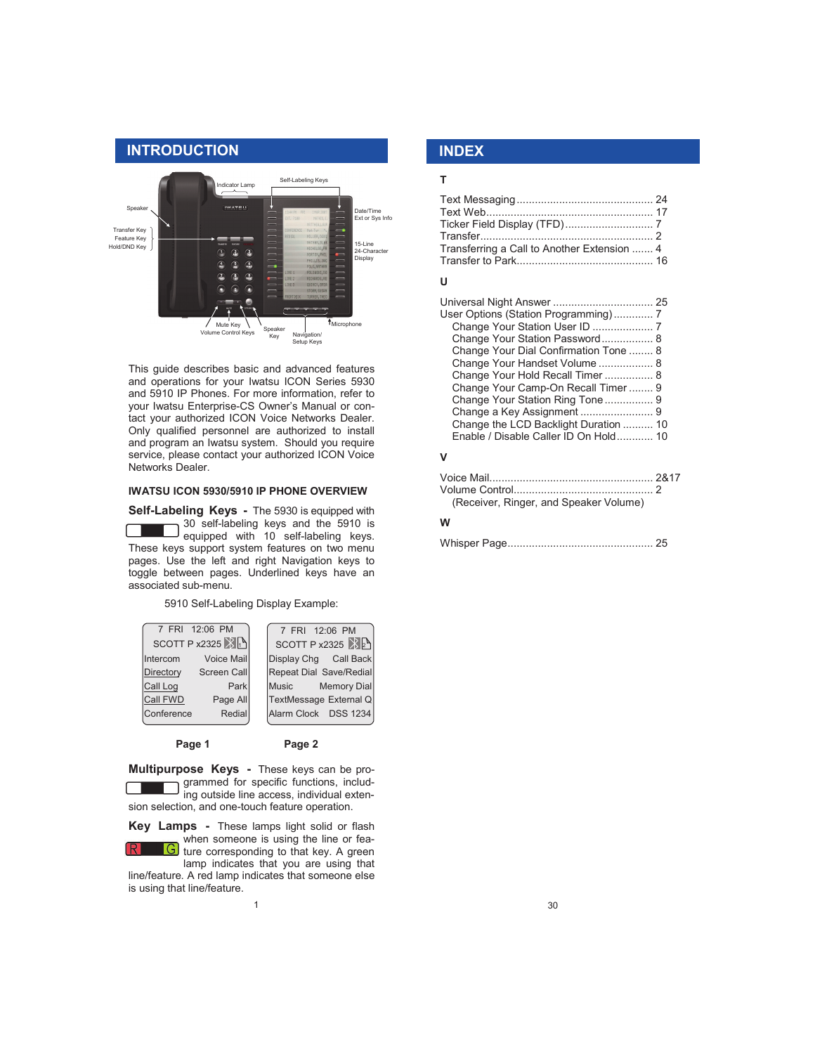# INTRODUCTION

Indicator Lamp | Self-Labeling Keys | Speaker | Date/Time Ext or Sys Info | Transfer Key | Feature Key | Hold/DND Key | 15-Line 24-Character Display | Mute Key | Volume Control Keys | Speaker Key | Navigation/ Setup Keys | Microphone

This guide describes basic and advanced features and operations for your Iwatsu ICON Series 5930 and 5910 IP Phones. For more information, refer to your Iwatsu Enterprise-CS Owner's Manual or contact your authorized ICON Voice Networks Dealer. Only qualified personnel are authorized to install and program an Iwatsu system. Should you require service, please contact your authorized ICON Voice Networks Dealer.

## IWATSU ICON 5930/5910 IP PHONE OVERVIEW

**Self-Labeling Keys** - The 5930 is equipped with 30 self-labeling keys and the 5910 is equipped with 10 self-labeling keys. These keys support system features on two menu pages. Use the left and right Navigation keys to toggle between pages. Underlined keys have an associated sub-menu.

5910 Self-Labeling Display Example:

| Page 1 | | Page 2 | |
|---|---|---|---|
| 7 FRI 12:06 PM | | 7 FRI 12:06 PM | |
| SCOTT P x2325 | | SCOTT P x2325 | |
| Intercom | Voice Mail | Display Chg | Call Back |
| Directory | Screen Call | Repeat Dial | Save/Redial |
| Call Log | Park | Music | Memory Dial |
| Call FWD | Page All | TextMessage | External Q |
| Conference | Redial | Alarm Clock | DSS 1234 |

**Multipurpose Keys** - These keys can be programmed for specific functions, including outside line access, individual extension selection, and one-touch feature operation.

**Key Lamps** - These lamps light solid or flash when someone is using the line or feature corresponding to that key. A green lamp indicates that you are using that line/feature. A red lamp indicates that someone else is using that line/feature.

# INDEX

**T**

Text Messaging ............ 24
Text Web ............ 17
Ticker Field Display (TFD) ............ 7
Transfer ............ 2
Transferring a Call to Another Extension ....... 4
Transfer to Park ............ 16

**U**

Universal Night Answer ............ 25
User Options (Station Programming) ............ 7
- Change Your Station User ID ............ 7
- Change Your Station Password ............ 8
- Change Your Dial Confirmation Tone ........ 8
- Change Your Handset Volume ............ 8
- Change Your Hold Recall Timer ............ 8
- Change Your Camp-On Recall Timer ........ 9
- Change Your Station Ring Tone ............ 9
- Change a Key Assignment ............ 9
- Change the LCD Backlight Duration .......... 10
- Enable / Disable Caller ID On Hold ........... 10

**V**

Voice Mail ............ 2&17
Volume Control ............ 2
(Receiver, Ringer, and Speaker Volume)

**W**

Whisper Page ............ 25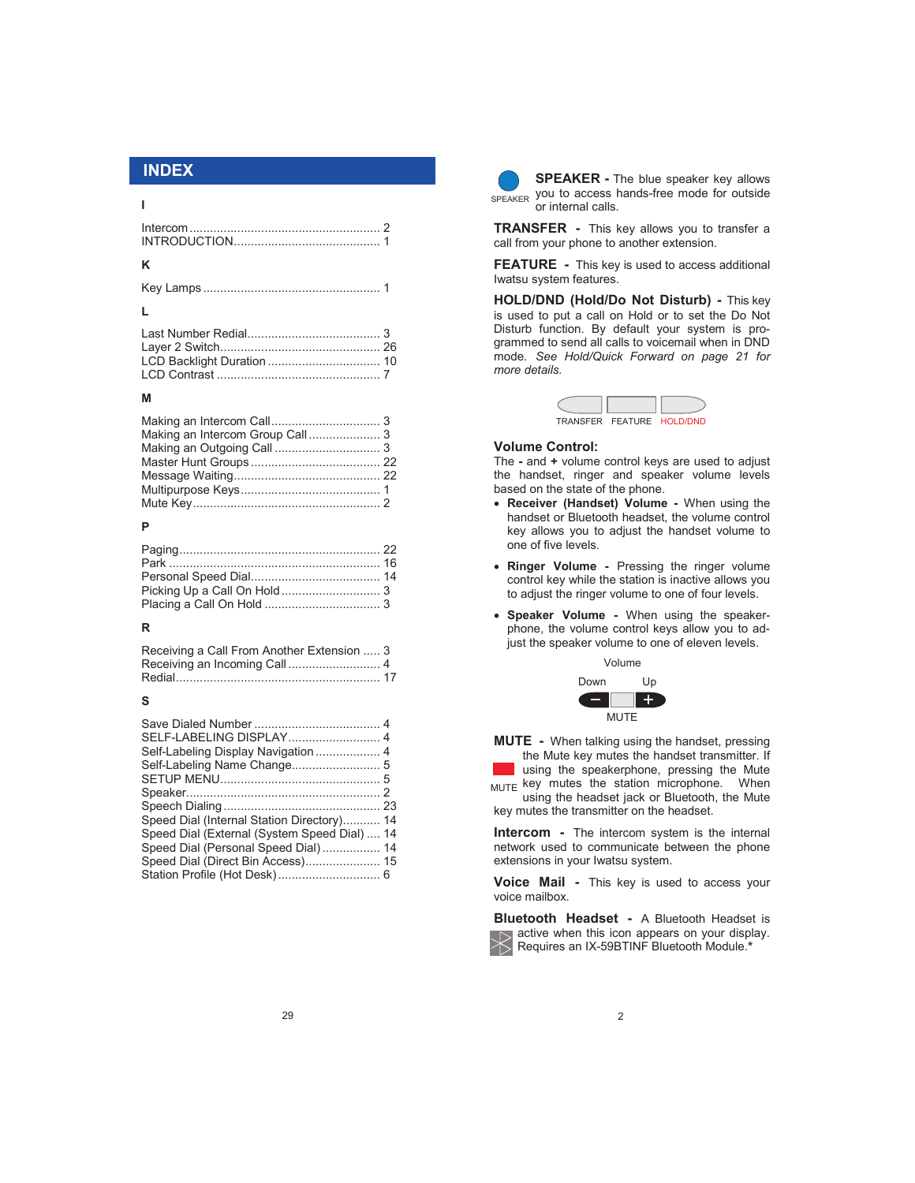## INDEX

### I

Intercom ........................................................ 2
INTRODUCTION........................................... 1

### K

Key Lamps .................................................... 1

### L

Last Number Redial....................................... 3
Layer 2 Switch............................................... 26
LCD Backlight Duration ................................ 10
LCD Contrast ................................................ 7

### M

Making an Intercom Call................................ 3
Making an Intercom Group Call ..................... 3
Making an Outgoing Call ............................... 3
Master Hunt Groups ...................................... 22
Message Waiting........................................... 22
Multipurpose Keys......................................... 1
Mute Key....................................................... 2

### P

Paging........................................................... 22
Park .............................................................. 16
Personal Speed Dial...................................... 14
Picking Up a Call On Hold ............................. 3
Placing a Call On Hold .................................. 3

### R

Receiving a Call From Another Extension ..... 3
Receiving an Incoming Call ........................... 4
Redial............................................................ 17

### S

Save Dialed Number ..................................... 4
SELF-LABELING DISPLAY........................... 4
Self-Labeling Display Navigation ................... 4
Self-Labeling Name Change.......................... 5
SETUP MENU............................................... 5
Speaker......................................................... 2
Speech Dialing .............................................. 23
Speed Dial (Internal Station Directory)........... 14
Speed Dial (External (System Speed Dial) .... 14
Speed Dial (Personal Speed Dial) ................. 14
Speed Dial (Direct Bin Access)...................... 15
Station Profile (Hot Desk).............................. 6

**SPEAKER** - The blue speaker key allows you to access hands-free mode for outside or internal calls.

**TRANSFER** - This key allows you to transfer a call from your phone to another extension.

**FEATURE** - This key is used to access additional Iwatsu system features.

**HOLD/DND (Hold/Do Not Disturb)** - This key is used to put a call on Hold or to set the Do Not Disturb function. By default your system is programmed to send all calls to voicemail when in DND mode. *See Hold/Quick Forward on page 21 for more details.*

TRANSFER FEATURE HOLD/DND

**Volume Control:**
The **-** and **+** volume control keys are used to adjust the handset, ringer and speaker volume levels based on the state of the phone.

- **Receiver (Handset) Volume** - When using the handset or Bluetooth headset, the volume control key allows you to adjust the handset volume to one of five levels.
- **Ringer Volume** - Pressing the ringer volume control key while the station is inactive allows you to adjust the ringer volume to one of four levels.
- **Speaker Volume** - When using the speakerphone, the volume control keys allow you to adjust the speaker volume to one of eleven levels.

Volume
Down Up
MUTE

**MUTE** - When talking using the handset, pressing the Mute key mutes the handset transmitter. If using the speakerphone, pressing the Mute key mutes the station microphone. When using the headset jack or Bluetooth, the Mute key mutes the transmitter on the headset.

**Intercom** - The intercom system is the internal network used to communicate between the phone extensions in your Iwatsu system.

**Voice Mail** - This key is used to access your voice mailbox.

**Bluetooth Headset** - A Bluetooth Headset is active when this icon appears on your display. Requires an IX-59BTINF Bluetooth Module.*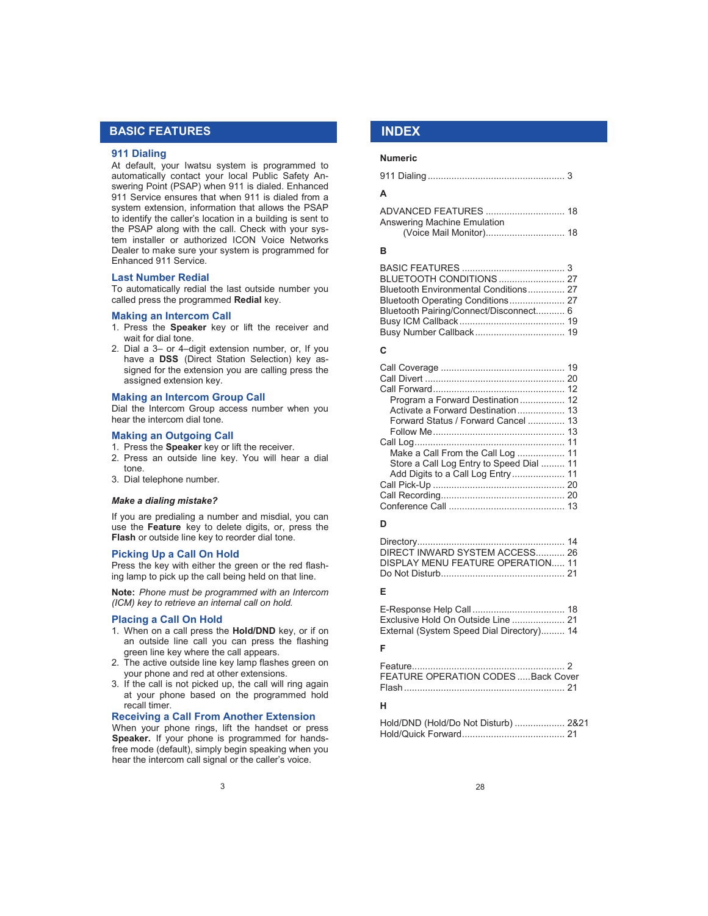# BASIC FEATURES

## 911 Dialing

At default, your Iwatsu system is programmed to automatically contact your local Public Safety Answering Point (PSAP) when 911 is dialed. Enhanced 911 Service ensures that when 911 is dialed from a system extension, information that allows the PSAP to identify the caller's location in a building is sent to the PSAP along with the call. Check with your system installer or authorized ICON Voice Networks Dealer to make sure your system is programmed for Enhanced 911 Service.

## Last Number Redial

To automatically redial the last outside number you called press the programmed **Redial** key.

## Making an Intercom Call

1. Press the **Speaker** key or lift the receiver and wait for dial tone.
2. Dial a 3– or 4–digit extension number, or, If you have a **DSS** (Direct Station Selection) key assigned for the extension you are calling press the assigned extension key.

## Making an Intercom Group Call

Dial the Intercom Group access number when you hear the intercom dial tone.

## Making an Outgoing Call

1. Press the **Speaker** key or lift the receiver.
2. Press an outside line key. You will hear a dial tone.
3. Dial telephone number.

***Make a dialing mistake?***

If you are predialing a number and misdial, you can use the **Feature** key to delete digits, or, press the **Flash** or outside line key to reorder dial tone.

## Picking Up a Call On Hold

Press the key with either the green or the red flashing lamp to pick up the call being held on that line.

**Note:** *Phone must be programmed with an Intercom (ICM) key to retrieve an internal call on hold.*

## Placing a Call On Hold

1. When on a call press the **Hold/DND** key, or if on an outside line call you can press the flashing green line key where the call appears.
2. The active outside line key lamp flashes green on your phone and red at other extensions.
3. If the call is not picked up, the call will ring again at your phone based on the programmed hold recall timer.

## Receiving a Call From Another Extension

When your phone rings, lift the handset or press **Speaker.** If your phone is programmed for hands-free mode (default), simply begin speaking when you hear the intercom call signal or the caller's voice.

# INDEX

**Numeric**

911 Dialing .................................................... 3

**A**

ADVANCED FEATURES .............................. 18
Answering Machine Emulation
    (Voice Mail Monitor).............................. 18

**B**

BASIC FEATURES ....................................... 3
BLUETOOTH CONDITIONS .......................... 27
Bluetooth Environmental Conditions.............. 27
Bluetooth Operating Conditions..................... 27
Bluetooth Pairing/Connect/Disconnect........... 6
Busy ICM Callback........................................ 19
Busy Number Callback.................................. 19

**C**

Call Coverage ............................................... 19
Call Divert ..................................................... 20
Call Forward.................................................. 12
    Program a Forward Destination ................. 12
    Activate a Forward Destination.................. 13
    Forward Status / Forward Cancel .............. 13
    Follow Me.................................................. 13
Call Log......................................................... 11
    Make a Call From the Call Log .................. 11
    Store a Call Log Entry to Speed Dial ......... 11
    Add Digits to a Call Log Entry.................... 11
Call Pick-Up .................................................. 20
Call Recording............................................... 20
Conference Call ............................................ 13

**D**

Directory........................................................ 14
DIRECT INWARD SYSTEM ACCESS........... 26
DISPLAY MENU FEATURE OPERATION..... 11
Do Not Disturb............................................... 21

**E**

E-Response Help Call ................................... 18
Exclusive Hold On Outside Line .................... 21
External (System Speed Dial Directory)......... 14

**F**

Feature.......................................................... 2
FEATURE OPERATION CODES .....Back Cover
Flash ............................................................. 21

**H**

Hold/DND (Hold/Do Not Disturb) ................... 2&21
Hold/Quick Forward....................................... 21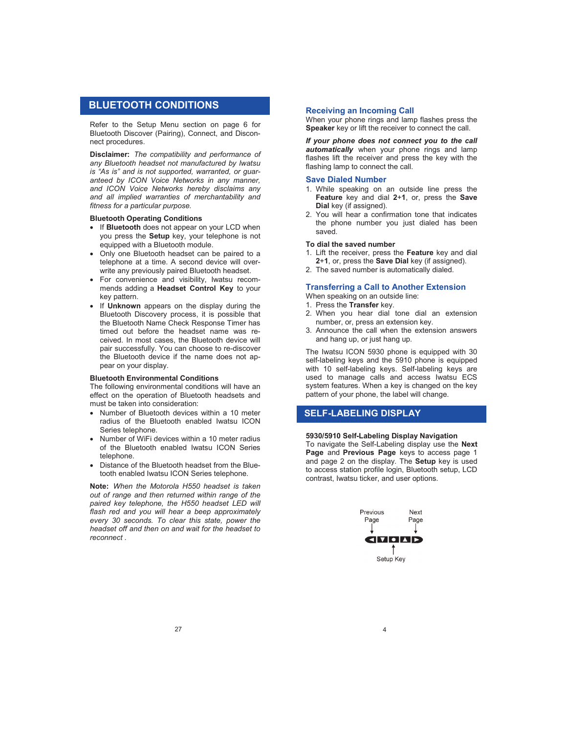## BLUETOOTH CONDITIONS

Refer to the Setup Menu section on page 6 for Bluetooth Discover (Pairing), Connect, and Disconnect procedures.

**Disclaimer:** *The compatibility and performance of any Bluetooth headset not manufactured by Iwatsu is "As is" and is not supported, warranted, or guaranteed by ICON Voice Networks in any manner, and ICON Voice Networks hereby disclaims any and all implied warranties of merchantability and fitness for a particular purpose.*

**Bluetooth Operating Conditions**

- If **Bluetooth** does not appear on your LCD when you press the **Setup** key, your telephone is not equipped with a Bluetooth module.
- Only one Bluetooth headset can be paired to a telephone at a time. A second device will overwrite any previously paired Bluetooth headset.
- For convenience and visibility, Iwatsu recommends adding a **Headset Control Key** to your key pattern.
- If **Unknown** appears on the display during the Bluetooth Discovery process, it is possible that the Bluetooth Name Check Response Timer has timed out before the headset name was received. In most cases, the Bluetooth device will pair successfully. You can choose to re-discover the Bluetooth device if the name does not appear on your display.

**Bluetooth Environmental Conditions**

The following environmental conditions will have an effect on the operation of Bluetooth headsets and must be taken into consideration:

- Number of Bluetooth devices within a 10 meter radius of the Bluetooth enabled Iwatsu ICON Series telephone.
- Number of WiFi devices within a 10 meter radius of the Bluetooth enabled Iwatsu ICON Series telephone.
- Distance of the Bluetooth headset from the Bluetooth enabled Iwatsu ICON Series telephone.

**Note:** *When the Motorola H550 headset is taken out of range and then returned within range of the paired key telephone, the H550 headset LED will flash red and you will hear a beep approximately every 30 seconds. To clear this state, power the headset off and then on and wait for the headset to reconnect .*

### Receiving an Incoming Call

When your phone rings and lamp flashes press the **Speaker** key or lift the receiver to connect the call.

***If your phone does not connect you to the call automatically*** when your phone rings and lamp flashes lift the receiver and press the key with the flashing lamp to connect the call.

### Save Dialed Number

1. While speaking on an outside line press the **Feature** key and dial **2+1**, or, press the **Save Dial** key (if assigned).
2. You will hear a confirmation tone that indicates the phone number you just dialed has been saved.

**To dial the saved number**

1. Lift the receiver, press the **Feature** key and dial **2+1**, or, press the **Save Dial** key (if assigned).
2. The saved number is automatically dialed.

### Transferring a Call to Another Extension

When speaking on an outside line:

1. Press the **Transfer** key.
2. When you hear dial tone dial an extension number, or, press an extension key.
3. Announce the call when the extension answers and hang up, or just hang up.

The Iwatsu ICON 5930 phone is equipped with 30 self-labeling keys and the 5910 phone is equipped with 10 self-labeling keys. Self-labeling keys are used to manage calls and access Iwatsu ECS system features. When a key is changed on the key pattern of your phone, the label will change.

## SELF-LABELING DISPLAY

**5930/5910 Self-Labeling Display Navigation**

To navigate the Self-Labeling display use the **Next Page** and **Previous Page** keys to access page 1 and page 2 on the display. The **Setup** key is used to access station profile login, Bluetooth setup, LCD contrast, Iwatsu ticker, and user options.

Previous Page
Next Page
Setup Key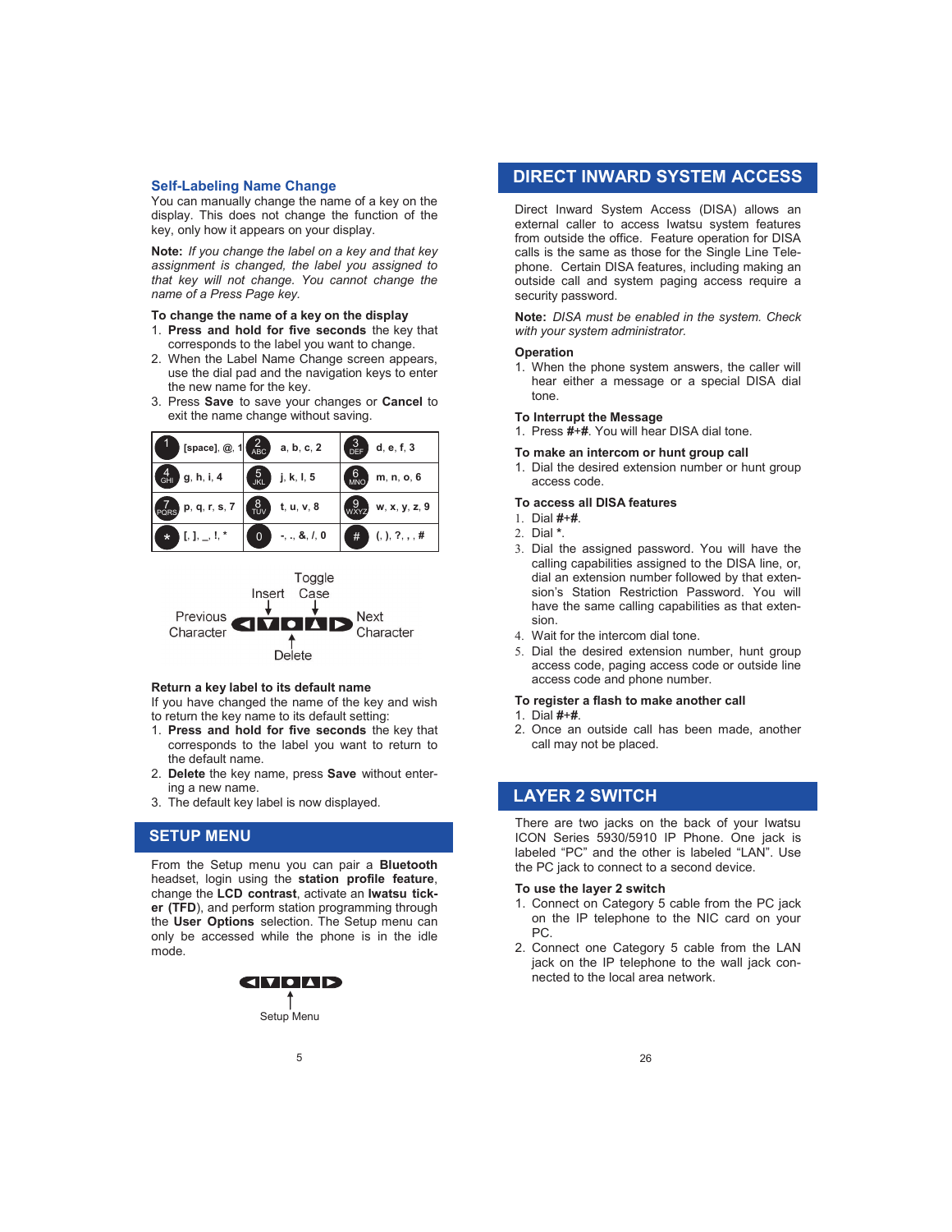### Self-Labeling Name Change

You can manually change the name of a key on the display. This does not change the function of the key, only how it appears on your display.

**Note:** *If you change the label on a key and that key assignment is changed, the label you assigned to that key will not change. You cannot change the name of a Press Page key.*

**To change the name of a key on the display**

1. **Press and hold for five seconds** the key that corresponds to the label you want to change.
2. When the Label Name Change screen appears, use the dial pad and the navigation keys to enter the new name for the key.
3. Press **Save** to save your changes or **Cancel** to exit the name change without saving.

| Key | Characters | Key | Characters | Key | Characters |
|---|---|---|---|---|---|
| 1 | [space], @, 1 | 2 ABC | a, b, c, 2 | 3 DEF | d, e, f, 3 |
| 4 GHI | g, h, i, 4 | 5 JKL | j, k, l, 5 | 6 MNO | m, n, o, 6 |
| 7 PQRS | p, q, r, s, 7 | 8 TUV | t, u, v, 8 | 9 WXYZ | w, x, y, z, 9 |
| * | [, ], _, !, * | 0 | -, ., &, /, 0 | # | (, ), ?, , , # |

Previous Character | Insert | Delete | Toggle Case | Next Character

**Return a key label to its default name**

If you have changed the name of the key and wish to return the key name to its default setting:

1. **Press and hold for five seconds** the key that corresponds to the label you want to return to the default name.
2. **Delete** the key name, press **Save** without entering a new name.
3. The default key label is now displayed.

## SETUP MENU

From the Setup menu you can pair a **Bluetooth** headset, login using the **station profile feature**, change the **LCD contrast**, activate an **Iwatsu ticker (TFD)**, and perform station programming through the **User Options** selection. The Setup menu can only be accessed while the phone is in the idle mode.

Setup Menu

## DIRECT INWARD SYSTEM ACCESS

Direct Inward System Access (DISA) allows an external caller to access Iwatsu system features from outside the office. Feature operation for DISA calls is the same as those for the Single Line Telephone. Certain DISA features, including making an outside call and system paging access require a security password.

**Note:** *DISA must be enabled in the system. Check with your system administrator.*

**Operation**

1. When the phone system answers, the caller will hear either a message or a special DISA dial tone.

**To Interrupt the Message**

1. Press **#+#**. You will hear DISA dial tone.

**To make an intercom or hunt group call**

1. Dial the desired extension number or hunt group access code.

**To access all DISA features**

1. Dial **#+#**.
2. Dial *.
3. Dial the assigned password. You will have the calling capabilities assigned to the DISA line, or, dial an extension number followed by that extension's Station Restriction Password. You will have the same calling capabilities as that extension.
4. Wait for the intercom dial tone.
5. Dial the desired extension number, hunt group access code, paging access code or outside line access code and phone number.

**To register a flash to make another call**

1. Dial **#+#**.
2. Once an outside call has been made, another call may not be placed.

## LAYER 2 SWITCH

There are two jacks on the back of your Iwatsu ICON Series 5930/5910 IP Phone. One jack is labeled "PC" and the other is labeled "LAN". Use the PC jack to connect to a second device.

**To use the layer 2 switch**

1. Connect on Category 5 cable from the PC jack on the IP telephone to the NIC card on your PC.
2. Connect one Category 5 cable from the LAN jack on the IP telephone to the wall jack connected to the local area network.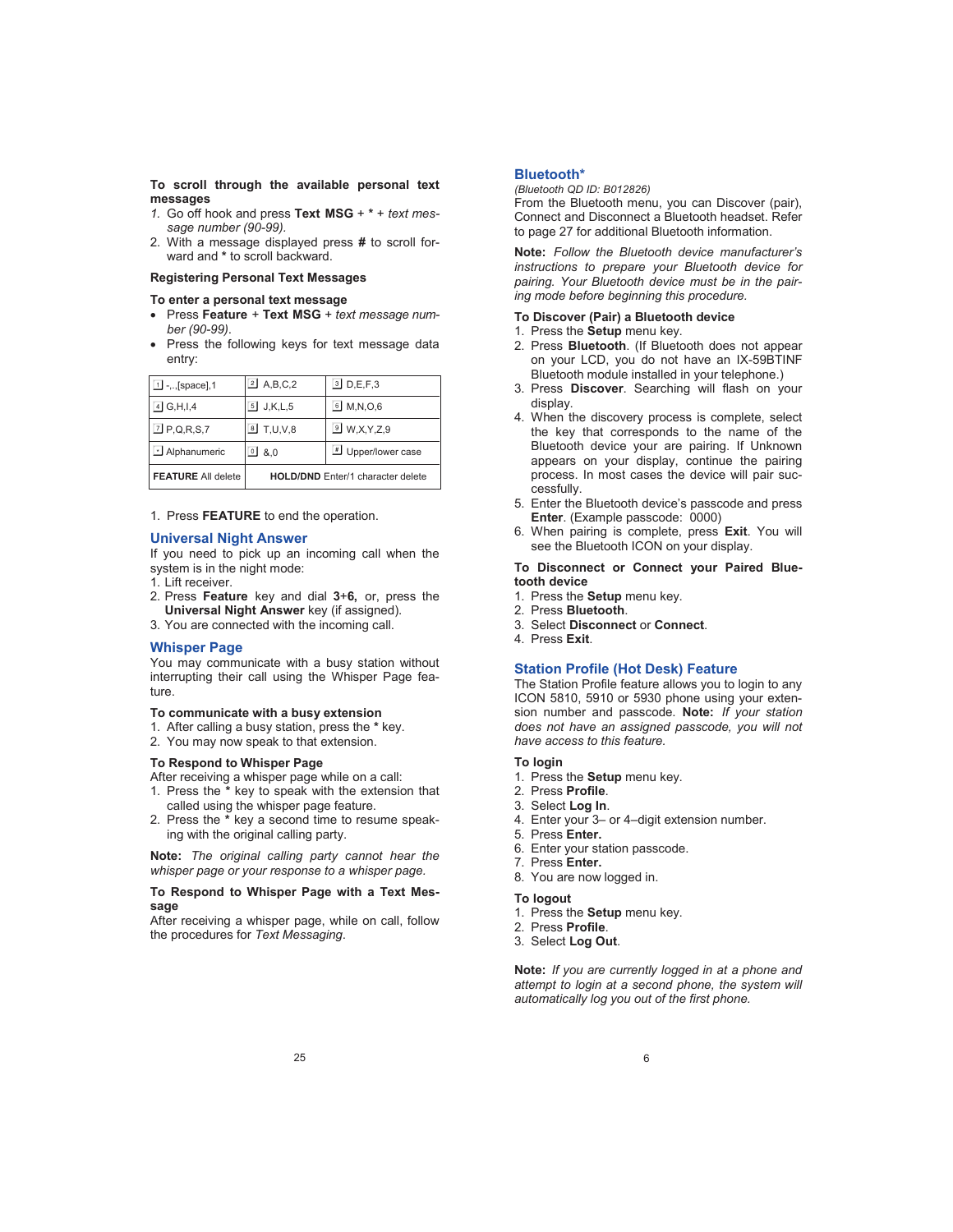**To scroll through the available personal text messages**

1. Go off hook and press **Text MSG** + * + *text message number (90-99).*
2. With a message displayed press **#** to scroll forward and * to scroll backward.

**Registering Personal Text Messages**

**To enter a personal text message**

- Press **Feature** + **Text MSG** + *text message number (90-99)*.
- Press the following keys for text message data entry:

| 1 -,.,[space],1 | 2 A,B,C,2 | 3 D,E,F,3 |
|---|---|---|
| 4 G,H,I,4 | 5 J,K,L,5 | 6 M,N,O,6 |
| 7 P,Q,R,S,7 | 8 T,U,V,8 | 9 W,X,Y,Z,9 |
| * Alphanumeric | 0 &,0 | # Upper/lower case |
| **FEATURE** All delete | **HOLD/DND** Enter/1 character delete | |

1. Press **FEATURE** to end the operation.

## Universal Night Answer

If you need to pick up an incoming call when the system is in the night mode:

1. Lift receiver.
2. Press **Feature** key and dial **3+6,** or, press the **Universal Night Answer** key (if assigned).
3. You are connected with the incoming call.

## Whisper Page

You may communicate with a busy station without interrupting their call using the Whisper Page feature.

**To communicate with a busy extension**

1. After calling a busy station, press the * key.
2. You may now speak to that extension.

**To Respond to Whisper Page**

After receiving a whisper page while on a call:

1. Press the * key to speak with the extension that called using the whisper page feature.
2. Press the * key a second time to resume speaking with the original calling party.

**Note:** *The original calling party cannot hear the whisper page or your response to a whisper page.*

**To Respond to Whisper Page with a Text Message**

After receiving a whisper page, while on call, follow the procedures for *Text Messaging*.

## Bluetooth*

*(Bluetooth QD ID: B012826)*

From the Bluetooth menu, you can Discover (pair), Connect and Disconnect a Bluetooth headset. Refer to page 27 for additional Bluetooth information.

**Note:** *Follow the Bluetooth device manufacturer's instructions to prepare your Bluetooth device for pairing. Your Bluetooth device must be in the pairing mode before beginning this procedure.*

**To Discover (Pair) a Bluetooth device**

1. Press the **Setup** menu key.
2. Press **Bluetooth**. (If Bluetooth does not appear on your LCD, you do not have an IX-59BTINF Bluetooth module installed in your telephone.)
3. Press **Discover**. Searching will flash on your display.
4. When the discovery process is complete, select the key that corresponds to the name of the Bluetooth device your are pairing. If Unknown appears on your display, continue the pairing process. In most cases the device will pair successfully.
5. Enter the Bluetooth device's passcode and press **Enter**. (Example passcode: 0000)
6. When pairing is complete, press **Exit**. You will see the Bluetooth ICON on your display.

**To Disconnect or Connect your Paired Bluetooth device**

1. Press the **Setup** menu key.
2. Press **Bluetooth**.
3. Select **Disconnect** or **Connect**.
4. Press **Exit**.

## Station Profile (Hot Desk) Feature

The Station Profile feature allows you to login to any ICON 5810, 5910 or 5930 phone using your extension number and passcode. **Note:** *If your station does not have an assigned passcode, you will not have access to this feature.*

**To login**

1. Press the **Setup** menu key.
2. Press **Profile**.
3. Select **Log In**.
4. Enter your 3– or 4–digit extension number.
5. Press **Enter.**
6. Enter your station passcode.
7. Press **Enter.**
8. You are now logged in.

**To logout**

1. Press the **Setup** menu key.
2. Press **Profile**.
3. Select **Log Out**.

**Note:** *If you are currently logged in at a phone and attempt to login at a second phone, the system will automatically log you out of the first phone.*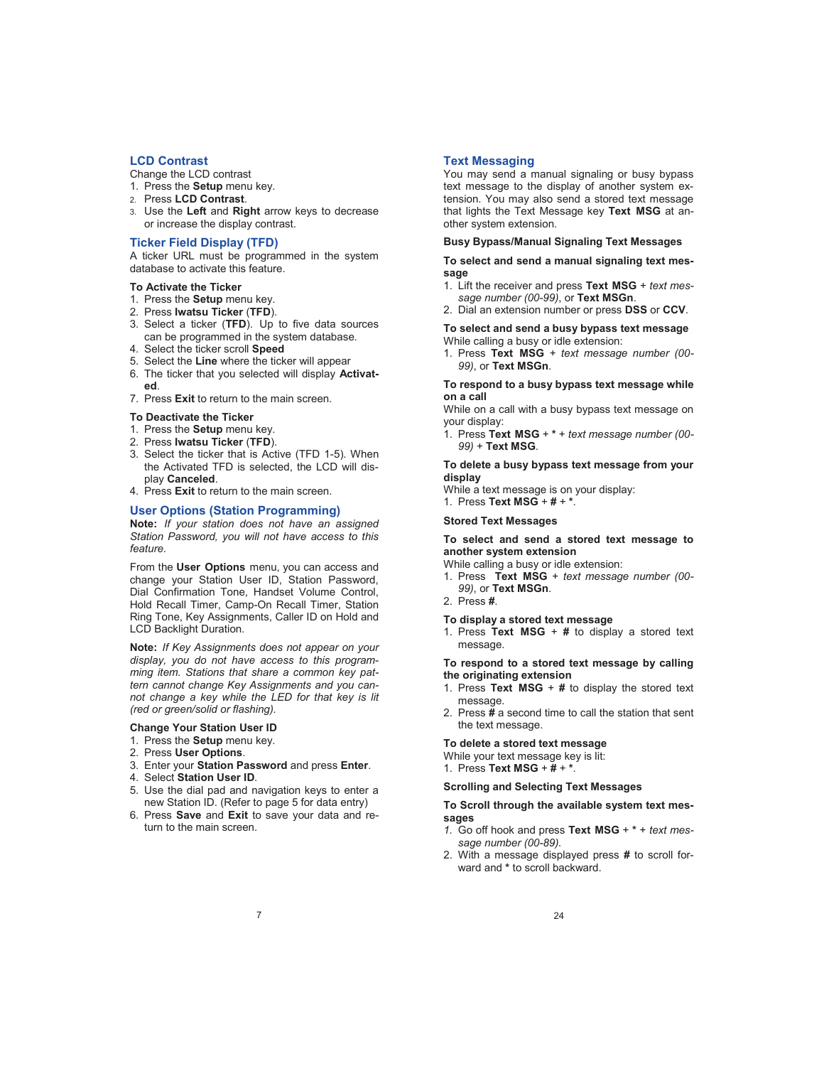## LCD Contrast

Change the LCD contrast

1. Press the **Setup** menu key.
2. Press **LCD Contrast**.
3. Use the **Left** and **Right** arrow keys to decrease or increase the display contrast.

## Ticker Field Display (TFD)

A ticker URL must be programmed in the system database to activate this feature.

### To Activate the Ticker

1. Press the **Setup** menu key.
2. Press **Iwatsu Ticker** (**TFD**).
3. Select a ticker (**TFD**). Up to five data sources can be programmed in the system database.
4. Select the ticker scroll **Speed**
5. Select the **Line** where the ticker will appear
6. The ticker that you selected will display **Activated**.
7. Press **Exit** to return to the main screen.

### To Deactivate the Ticker

1. Press the **Setup** menu key.
2. Press **Iwatsu Ticker** (**TFD**).
3. Select the ticker that is Active (TFD 1-5). When the Activated TFD is selected, the LCD will display **Canceled**.
4. Press **Exit** to return to the main screen.

## User Options (Station Programming)

**Note:** *If your station does not have an assigned Station Password, you will not have access to this feature.*

From the **User Options** menu, you can access and change your Station User ID, Station Password, Dial Confirmation Tone, Handset Volume Control, Hold Recall Timer, Camp-On Recall Timer, Station Ring Tone, Key Assignments, Caller ID on Hold and LCD Backlight Duration.

**Note:** *If Key Assignments does not appear on your display, you do not have access to this programming item. Stations that share a common key pattern cannot change Key Assignments and you cannot change a key while the LED for that key is lit (red or green/solid or flashing).*

### Change Your Station User ID

1. Press the **Setup** menu key.
2. Press **User Options**.
3. Enter your **Station Password** and press **Enter**.
4. Select **Station User ID**.
5. Use the dial pad and navigation keys to enter a new Station ID. (Refer to page 5 for data entry)
6. Press **Save** and **Exit** to save your data and return to the main screen.

## Text Messaging

You may send a manual signaling or busy bypass text message to the display of another system extension. You may also send a stored text message that lights the Text Message key **Text MSG** at another system extension.

### Busy Bypass/Manual Signaling Text Messages

**To select and send a manual signaling text message**

1. Lift the receiver and press **Text MSG** + *text message number (00-99)*, or **Text MSGn**.
2. Dial an extension number or press **DSS** or **CCV**.

**To select and send a busy bypass text message**

While calling a busy or idle extension:

1. Press **Text MSG** + *text message number (00-99)*, or **Text MSGn**.

**To respond to a busy bypass text message while on a call**

While on a call with a busy bypass text message on your display:

1. Press **Text MSG** + **\*** + *text message number (00-99)* + **Text MSG**.

**To delete a busy bypass text message from your display**

While a text message is on your display:

1. Press **Text MSG** + **#** + **\***.

### Stored Text Messages

**To select and send a stored text message to another system extension**

While calling a busy or idle extension:

1. Press **Text MSG** + *text message number (00-99)*, or **Text MSGn**.
2. Press **#**.

**To display a stored text message**

1. Press **Text MSG** + **#** to display a stored text message.

**To respond to a stored text message by calling the originating extension**

1. Press **Text MSG** + **#** to display the stored text message.
2. Press **#** a second time to call the station that sent the text message.

**To delete a stored text message**

While your text message key is lit:

1. Press **Text MSG** + **#** + **\***.

### Scrolling and Selecting Text Messages

**To Scroll through the available system text messages**

1. Go off hook and press **Text MSG** + **\*** + *text message number (00-89)*.
2. With a message displayed press **#** to scroll forward and **\*** to scroll backward.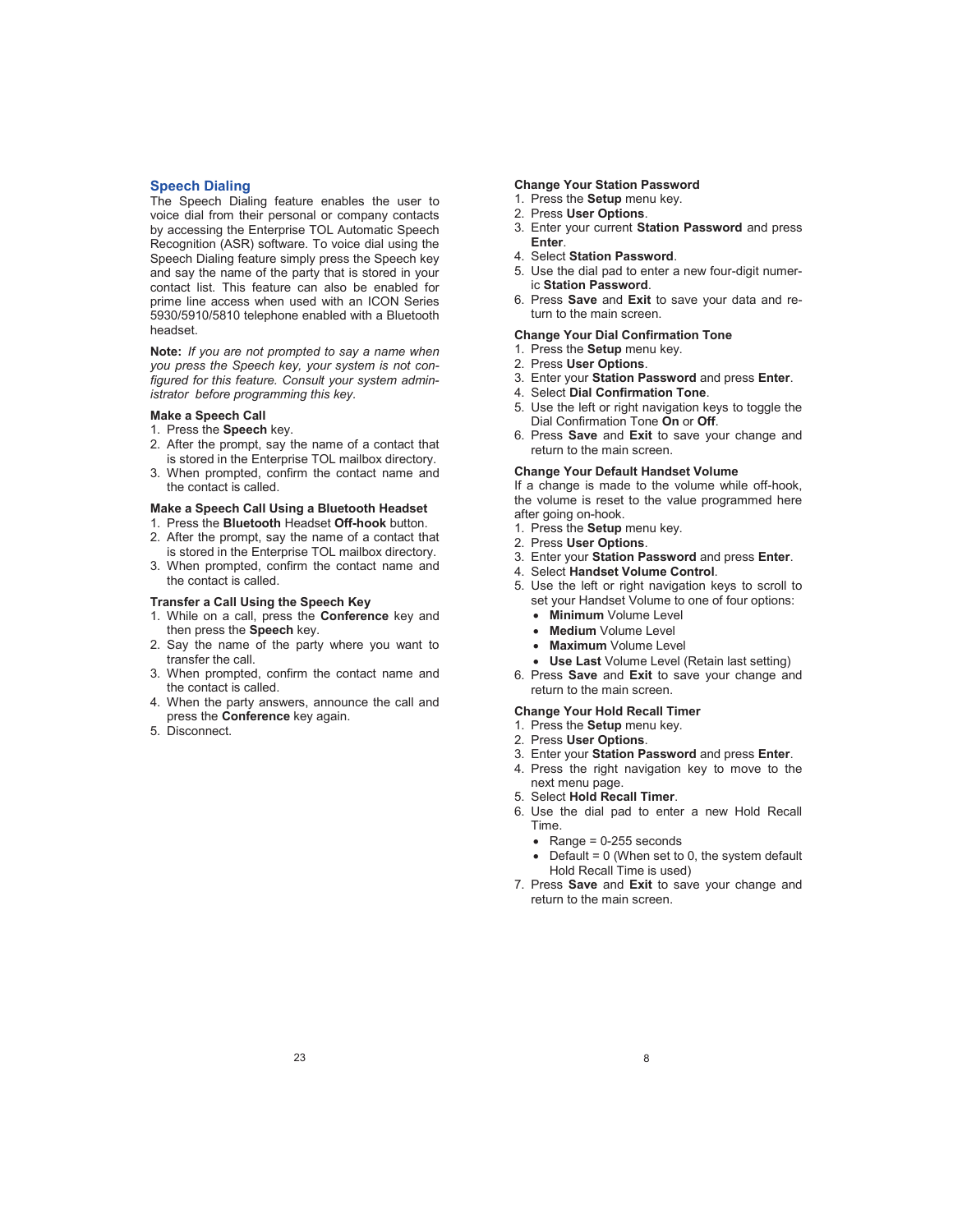## Speech Dialing

The Speech Dialing feature enables the user to voice dial from their personal or company contacts by accessing the Enterprise TOL Automatic Speech Recognition (ASR) software. To voice dial using the Speech Dialing feature simply press the Speech key and say the name of the party that is stored in your contact list. This feature can also be enabled for prime line access when used with an ICON Series 5930/5910/5810 telephone enabled with a Bluetooth headset.

**Note:** *If you are not prompted to say a name when you press the Speech key, your system is not configured for this feature. Consult your system administrator before programming this key.*

### Make a Speech Call

1. Press the **Speech** key.
2. After the prompt, say the name of a contact that is stored in the Enterprise TOL mailbox directory.
3. When prompted, confirm the contact name and the contact is called.

### Make a Speech Call Using a Bluetooth Headset

1. Press the **Bluetooth** Headset **Off-hook** button.
2. After the prompt, say the name of a contact that is stored in the Enterprise TOL mailbox directory.
3. When prompted, confirm the contact name and the contact is called.

### Transfer a Call Using the Speech Key

1. While on a call, press the **Conference** key and then press the **Speech** key.
2. Say the name of the party where you want to transfer the call.
3. When prompted, confirm the contact name and the contact is called.
4. When the party answers, announce the call and press the **Conference** key again.
5. Disconnect.

### Change Your Station Password

1. Press the **Setup** menu key.
2. Press **User Options**.
3. Enter your current **Station Password** and press **Enter**.
4. Select **Station Password**.
5. Use the dial pad to enter a new four-digit numeric **Station Password**.
6. Press **Save** and **Exit** to save your data and return to the main screen.

### Change Your Dial Confirmation Tone

1. Press the **Setup** menu key.
2. Press **User Options**.
3. Enter your **Station Password** and press **Enter**.
4. Select **Dial Confirmation Tone**.
5. Use the left or right navigation keys to toggle the Dial Confirmation Tone **On** or **Off**.
6. Press **Save** and **Exit** to save your change and return to the main screen.

### Change Your Default Handset Volume

If a change is made to the volume while off-hook, the volume is reset to the value programmed here after going on-hook.

1. Press the **Setup** menu key.
2. Press **User Options**.
3. Enter your **Station Password** and press **Enter**.
4. Select **Handset Volume Control**.
5. Use the left or right navigation keys to scroll to set your Handset Volume to one of four options:
   - **Minimum** Volume Level
   - **Medium** Volume Level
   - **Maximum** Volume Level
   - **Use Last** Volume Level (Retain last setting)
6. Press **Save** and **Exit** to save your change and return to the main screen.

### Change Your Hold Recall Timer

1. Press the **Setup** menu key.
2. Press **User Options**.
3. Enter your **Station Password** and press **Enter**.
4. Press the right navigation key to move to the next menu page.
5. Select **Hold Recall Timer**.
6. Use the dial pad to enter a new Hold Recall Time.
   - Range = 0-255 seconds
   - Default = 0 (When set to 0, the system default Hold Recall Time is used)
7. Press **Save** and **Exit** to save your change and return to the main screen.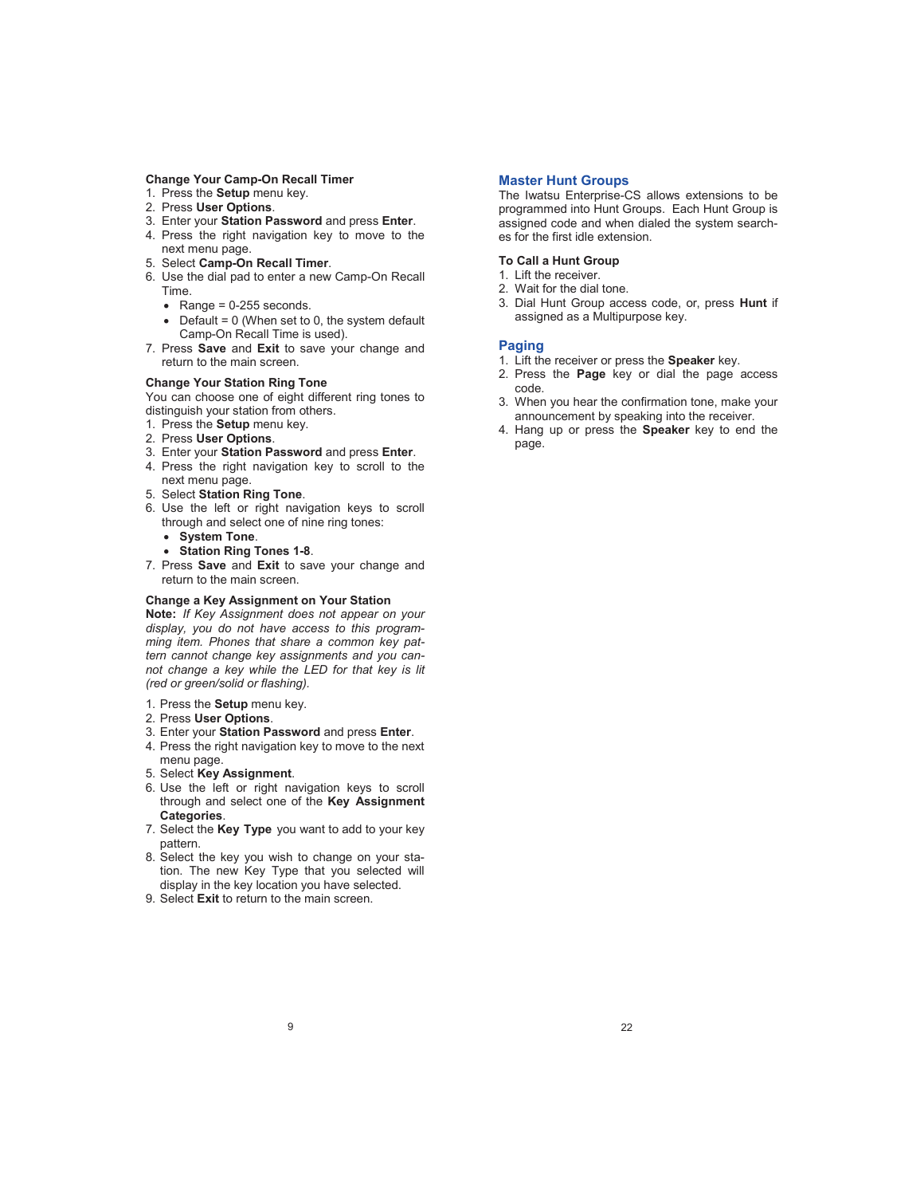### Change Your Camp-On Recall Timer

1. Press the **Setup** menu key.
2. Press **User Options**.
3. Enter your **Station Password** and press **Enter**.
4. Press the right navigation key to move to the next menu page.
5. Select **Camp-On Recall Timer**.
6. Use the dial pad to enter a new Camp-On Recall Time.
   - Range = 0-255 seconds.
   - Default = 0 (When set to 0, the system default Camp-On Recall Time is used).
7. Press **Save** and **Exit** to save your change and return to the main screen.

### Change Your Station Ring Tone

You can choose one of eight different ring tones to distinguish your station from others.

1. Press the **Setup** menu key.
2. Press **User Options**.
3. Enter your **Station Password** and press **Enter**.
4. Press the right navigation key to scroll to the next menu page.
5. Select **Station Ring Tone**.
6. Use the left or right navigation keys to scroll through and select one of nine ring tones:
   - **System Tone**.
   - **Station Ring Tones 1-8**.
7. Press **Save** and **Exit** to save your change and return to the main screen.

### Change a Key Assignment on Your Station

**Note:** *If Key Assignment does not appear on your display, you do not have access to this programming item. Phones that share a common key pattern cannot change key assignments and you cannot change a key while the LED for that key is lit (red or green/solid or flashing).*

1. Press the **Setup** menu key.
2. Press **User Options**.
3. Enter your **Station Password** and press **Enter**.
4. Press the right navigation key to move to the next menu page.
5. Select **Key Assignment**.
6. Use the left or right navigation keys to scroll through and select one of the **Key Assignment Categories**.
7. Select the **Key Type** you want to add to your key pattern.
8. Select the key you wish to change on your station. The new Key Type that you selected will display in the key location you have selected.
9. Select **Exit** to return to the main screen.

## Master Hunt Groups

The Iwatsu Enterprise-CS allows extensions to be programmed into Hunt Groups. Each Hunt Group is assigned code and when dialed the system searches for the first idle extension.

### To Call a Hunt Group

1. Lift the receiver.
2. Wait for the dial tone.
3. Dial Hunt Group access code, or, press **Hunt** if assigned as a Multipurpose key.

## Paging

1. Lift the receiver or press the **Speaker** key.
2. Press the **Page** key or dial the page access code.
3. When you hear the confirmation tone, make your announcement by speaking into the receiver.
4. Hang up or press the **Speaker** key to end the page.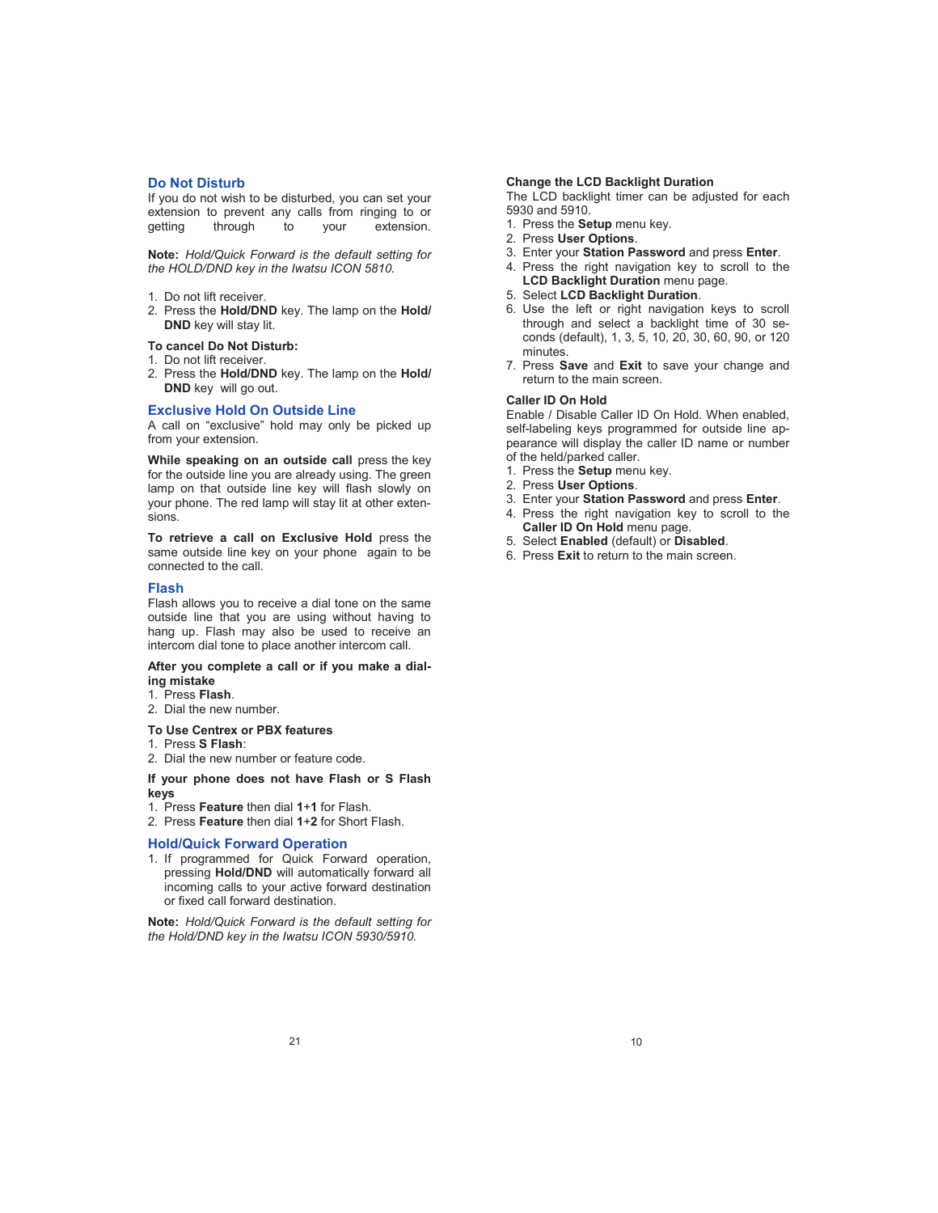## Do Not Disturb

If you do not wish to be disturbed, you can set your extension to prevent any calls from ringing to or getting through to your extension.

**Note:** *Hold/Quick Forward is the default setting for the HOLD/DND key in the Iwatsu ICON 5810.*

1. Do not lift receiver.
2. Press the **Hold/DND** key. The lamp on the **Hold/DND** key will stay lit.

**To cancel Do Not Disturb:**

1. Do not lift receiver.
2. Press the **Hold/DND** key. The lamp on the **Hold/DND** key will go out.

## Exclusive Hold On Outside Line

A call on "exclusive" hold may only be picked up from your extension.

**While speaking on an outside call** press the key for the outside line you are already using. The green lamp on that outside line key will flash slowly on your phone. The red lamp will stay lit at other extensions.

**To retrieve a call on Exclusive Hold** press the same outside line key on your phone again to be connected to the call.

## Flash

Flash allows you to receive a dial tone on the same outside line that you are using without having to hang up. Flash may also be used to receive an intercom dial tone to place another intercom call.

**After you complete a call or if you make a dialing mistake**

1. Press **Flash**.
2. Dial the new number.

**To Use Centrex or PBX features**

1. Press **S Flash**:
2. Dial the new number or feature code.

**If your phone does not have Flash or S Flash keys**

1. Press **Feature** then dial **1**+**1** for Flash.
2. Press **Feature** then dial **1**+**2** for Short Flash.

## Hold/Quick Forward Operation

1. If programmed for Quick Forward operation, pressing **Hold/DND** will automatically forward all incoming calls to your active forward destination or fixed call forward destination.

**Note:** *Hold/Quick Forward is the default setting for the Hold/DND key in the Iwatsu ICON 5930/5910.*

**Change the LCD Backlight Duration**

The LCD backlight timer can be adjusted for each 5930 and 5910.

1. Press the **Setup** menu key.
2. Press **User Options**.
3. Enter your **Station Password** and press **Enter**.
4. Press the right navigation key to scroll to the **LCD Backlight Duration** menu page.
5. Select **LCD Backlight Duration**.
6. Use the left or right navigation keys to scroll through and select a backlight time of 30 seconds (default), 1, 3, 5, 10, 20, 30, 60, 90, or 120 minutes.
7. Press **Save** and **Exit** to save your change and return to the main screen.

**Caller ID On Hold**

Enable / Disable Caller ID On Hold. When enabled, self-labeling keys programmed for outside line appearance will display the caller ID name or number of the held/parked caller.

1. Press the **Setup** menu key.
2. Press **User Options**.
3. Enter your **Station Password** and press **Enter**.
4. Press the right navigation key to scroll to the **Caller ID On Hold** menu page.
5. Select **Enabled** (default) or **Disabled**.
6. Press **Exit** to return to the main screen.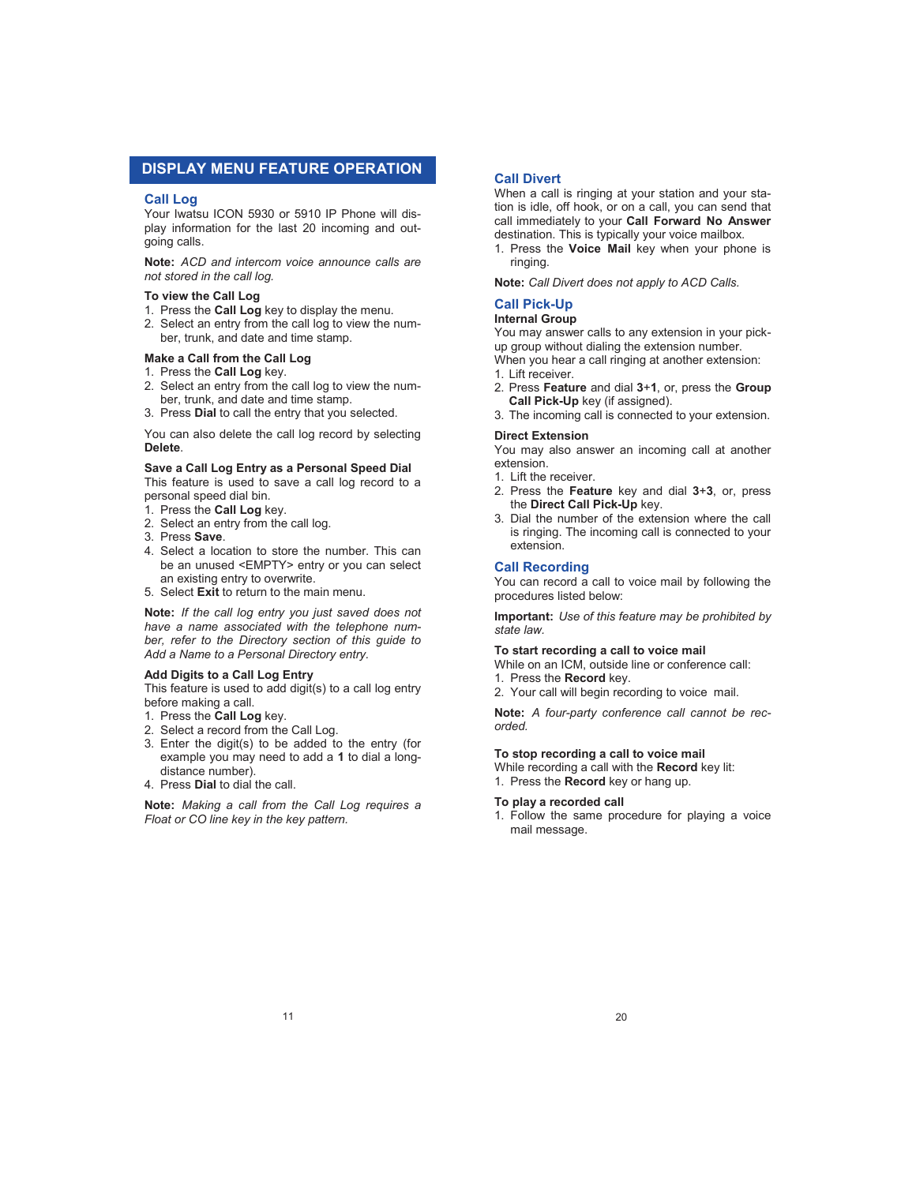# DISPLAY MENU FEATURE OPERATION

## Call Log

Your Iwatsu ICON 5930 or 5910 IP Phone will display information for the last 20 incoming and outgoing calls.

**Note:** *ACD and intercom voice announce calls are not stored in the call log.*

**To view the Call Log**

1. Press the **Call Log** key to display the menu.
2. Select an entry from the call log to view the number, trunk, and date and time stamp.

**Make a Call from the Call Log**

1. Press the **Call Log** key.
2. Select an entry from the call log to view the number, trunk, and date and time stamp.
3. Press **Dial** to call the entry that you selected.

You can also delete the call log record by selecting **Delete**.

**Save a Call Log Entry as a Personal Speed Dial**

This feature is used to save a call log record to a personal speed dial bin.

1. Press the **Call Log** key.
2. Select an entry from the call log.
3. Press **Save**.
4. Select a location to store the number. This can be an unused <EMPTY> entry or you can select an existing entry to overwrite.
5. Select **Exit** to return to the main menu.

**Note:** *If the call log entry you just saved does not have a name associated with the telephone number, refer to the Directory section of this guide to Add a Name to a Personal Directory entry.*

**Add Digits to a Call Log Entry**

This feature is used to add digit(s) to a call log entry before making a call.

1. Press the **Call Log** key.
2. Select a record from the Call Log.
3. Enter the digit(s) to be added to the entry (for example you may need to add a **1** to dial a long-distance number).
4. Press **Dial** to dial the call.

**Note:** *Making a call from the Call Log requires a Float or CO line key in the key pattern.*

## Call Divert

When a call is ringing at your station and your station is idle, off hook, or on a call, you can send that call immediately to your **Call Forward No Answer** destination. This is typically your voice mailbox.

1. Press the **Voice Mail** key when your phone is ringing.

**Note:** *Call Divert does not apply to ACD Calls.*

## Call Pick-Up

**Internal Group**

You may answer calls to any extension in your pick-up group without dialing the extension number.
When you hear a call ringing at another extension:

1. Lift receiver.
2. Press **Feature** and dial **3**+**1**, or, press the **Group Call Pick-Up** key (if assigned).
3. The incoming call is connected to your extension.

**Direct Extension**

You may also answer an incoming call at another extension.

1. Lift the receiver.
2. Press the **Feature** key and dial **3**+**3**, or, press the **Direct Call Pick-Up** key.
3. Dial the number of the extension where the call is ringing. The incoming call is connected to your extension.

## Call Recording

You can record a call to voice mail by following the procedures listed below:

**Important:** *Use of this feature may be prohibited by state law.*

**To start recording a call to voice mail**

While on an ICM, outside line or conference call:

1. Press the **Record** key.
2. Your call will begin recording to voice mail.

**Note:** *A four-party conference call cannot be recorded.*

**To stop recording a call to voice mail**

While recording a call with the **Record** key lit:

1. Press the **Record** key or hang up.

**To play a recorded call**

1. Follow the same procedure for playing a voice mail message.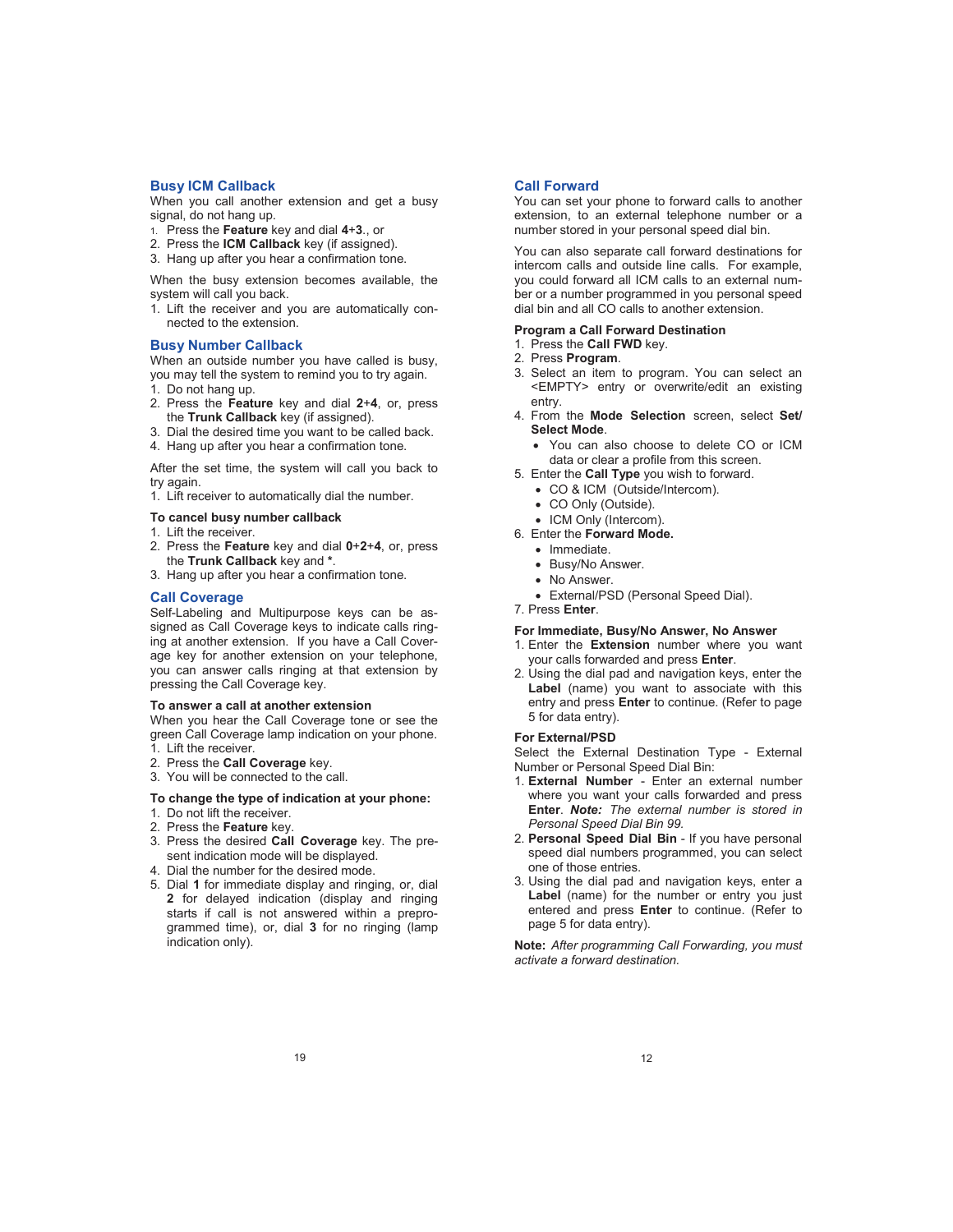## Busy ICM Callback

When you call another extension and get a busy signal, do not hang up.

1. Press the **Feature** key and dial **4**+**3**., or
2. Press the **ICM Callback** key (if assigned).
3. Hang up after you hear a confirmation tone.

When the busy extension becomes available, the system will call you back.

1. Lift the receiver and you are automatically connected to the extension.

## Busy Number Callback

When an outside number you have called is busy, you may tell the system to remind you to try again.

1. Do not hang up.
2. Press the **Feature** key and dial **2**+**4**, or, press the **Trunk Callback** key (if assigned).
3. Dial the desired time you want to be called back.
4. Hang up after you hear a confirmation tone.

After the set time, the system will call you back to try again.

1. Lift receiver to automatically dial the number.

**To cancel busy number callback**

1. Lift the receiver.
2. Press the **Feature** key and dial **0**+**2**+**4**, or, press the **Trunk Callback** key and *.
3. Hang up after you hear a confirmation tone.

## Call Coverage

Self-Labeling and Multipurpose keys can be assigned as Call Coverage keys to indicate calls ringing at another extension. If you have a Call Coverage key for another extension on your telephone, you can answer calls ringing at that extension by pressing the Call Coverage key.

**To answer a call at another extension**

When you hear the Call Coverage tone or see the green Call Coverage lamp indication on your phone.

1. Lift the receiver.
2. Press the **Call Coverage** key.
3. You will be connected to the call.

**To change the type of indication at your phone:**

1. Do not lift the receiver.
2. Press the **Feature** key.
3. Press the desired **Call Coverage** key. The present indication mode will be displayed.
4. Dial the number for the desired mode.
5. Dial **1** for immediate display and ringing, or, dial **2** for delayed indication (display and ringing starts if call is not answered within a preprogrammed time), or, dial **3** for no ringing (lamp indication only).

## Call Forward

You can set your phone to forward calls to another extension, to an external telephone number or a number stored in your personal speed dial bin.

You can also separate call forward destinations for intercom calls and outside line calls. For example, you could forward all ICM calls to an external number or a number programmed in you personal speed dial bin and all CO calls to another extension.

**Program a Call Forward Destination**

1. Press the **Call FWD** key.
2. Press **Program**.
3. Select an item to program. You can select an <EMPTY> entry or overwrite/edit an existing entry.
4. From the **Mode Selection** screen, select **Set/Select Mode**.
   - You can also choose to delete CO or ICM data or clear a profile from this screen.
5. Enter the **Call Type** you wish to forward.
   - CO & ICM (Outside/Intercom).
   - CO Only (Outside).
   - ICM Only (Intercom).
6. Enter the **Forward Mode.**
   - Immediate.
   - Busy/No Answer.
   - No Answer.
   - External/PSD (Personal Speed Dial).
7. Press **Enter**.

**For Immediate, Busy/No Answer, No Answer**

1. Enter the **Extension** number where you want your calls forwarded and press **Enter**.
2. Using the dial pad and navigation keys, enter the **Label** (name) you want to associate with this entry and press **Enter** to continue. (Refer to page 5 for data entry).

**For External/PSD**

Select the External Destination Type - External Number or Personal Speed Dial Bin:

1. **External Number** - Enter an external number where you want your calls forwarded and press **Enter**. ***Note:*** *The external number is stored in Personal Speed Dial Bin 99.*
2. **Personal Speed Dial Bin** - If you have personal speed dial numbers programmed, you can select one of those entries.
3. Using the dial pad and navigation keys, enter a **Label** (name) for the number or entry you just entered and press **Enter** to continue. (Refer to page 5 for data entry).

**Note:** *After programming Call Forwarding, you must activate a forward destination.*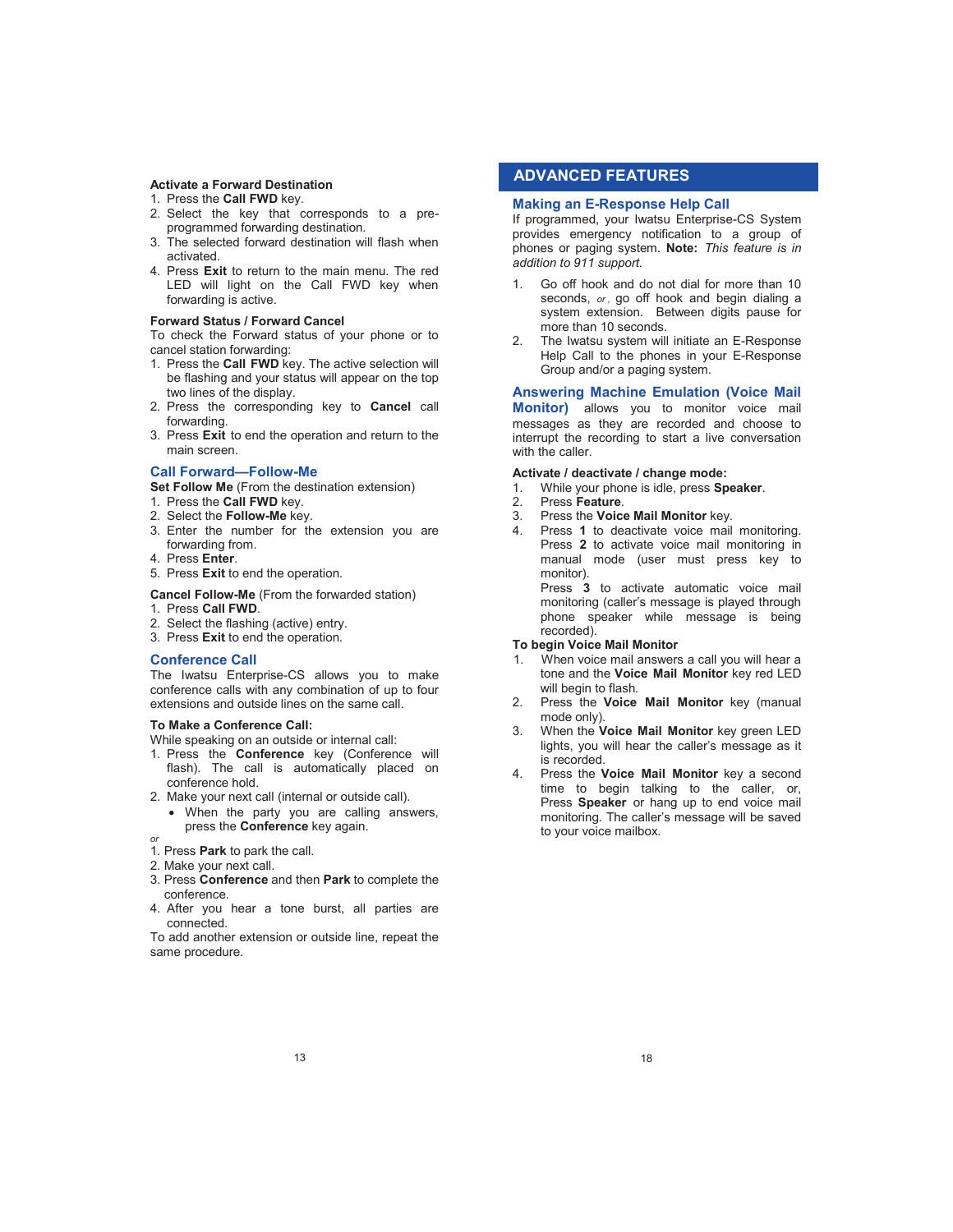**Activate a Forward Destination**

1. Press the **Call FWD** key.
2. Select the key that corresponds to a pre-programmed forwarding destination.
3. The selected forward destination will flash when activated.
4. Press **Exit** to return to the main menu. The red LED will light on the Call FWD key when forwarding is active.

**Forward Status / Forward Cancel**

To check the Forward status of your phone or to cancel station forwarding:

1. Press the **Call FWD** key. The active selection will be flashing and your status will appear on the top two lines of the display.
2. Press the corresponding key to **Cancel** call forwarding.
3. Press **Exit** to end the operation and return to the main screen.

### Call Forward—Follow-Me

**Set Follow Me** (From the destination extension)

1. Press the **Call FWD** key.
2. Select the **Follow-Me** key.
3. Enter the number for the extension you are forwarding from.
4. Press **Enter**.
5. Press **Exit** to end the operation.

**Cancel Follow-Me** (From the forwarded station)

1. Press **Call FWD**.
2. Select the flashing (active) entry.
3. Press **Exit** to end the operation.

### Conference Call

The Iwatsu Enterprise-CS allows you to make conference calls with any combination of up to four extensions and outside lines on the same call.

**To Make a Conference Call:**

While speaking on an outside or internal call:

1. Press the **Conference** key (Conference will flash). The call is automatically placed on conference hold.
2. Make your next call (internal or outside call).
   - When the party you are calling answers, press the **Conference** key again.

*or*

1. Press **Park** to park the call.
2. Make your next call.
3. Press **Conference** and then **Park** to complete the conference.
4. After you hear a tone burst, all parties are connected.

To add another extension or outside line, repeat the same procedure.

## ADVANCED FEATURES

### Making an E-Response Help Call

If programmed, your Iwatsu Enterprise-CS System provides emergency notification to a group of phones or paging system. **Note:** *This feature is in addition to 911 support.*

1. Go off hook and do not dial for more than 10 seconds, *or*, go off hook and begin dialing a system extension. Between digits pause for more than 10 seconds.
2. The Iwatsu system will initiate an E-Response Help Call to the phones in your E-Response Group and/or a paging system.

### Answering Machine Emulation (Voice Mail Monitor)

allows you to monitor voice mail messages as they are recorded and choose to interrupt the recording to start a live conversation with the caller.

**Activate / deactivate / change mode:**

1. While your phone is idle, press **Speaker**.
2. Press **Feature**.
3. Press the **Voice Mail Monitor** key.
4. Press **1** to deactivate voice mail monitoring. Press **2** to activate voice mail monitoring in manual mode (user must press key to monitor).
   Press **3** to activate automatic voice mail monitoring (caller's message is played through phone speaker while message is being recorded).

**To begin Voice Mail Monitor**

1. When voice mail answers a call you will hear a tone and the **Voice Mail Monitor** key red LED will begin to flash.
2. Press the **Voice Mail Monitor** key (manual mode only).
3. When the **Voice Mail Monitor** key green LED lights, you will hear the caller's message as it is recorded.
4. Press the **Voice Mail Monitor** key a second time to begin talking to the caller, or, Press **Speaker** or hang up to end voice mail monitoring. The caller's message will be saved to your voice mailbox.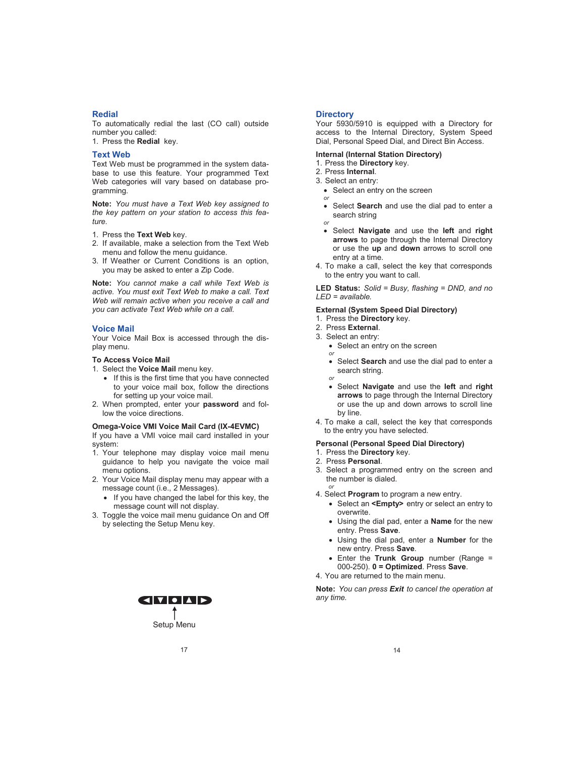## Redial

To automatically redial the last (CO call) outside number you called:

1. Press the **Redial** key.

## Text Web

Text Web must be programmed in the system database to use this feature. Your programmed Text Web categories will vary based on database programming.

**Note:** *You must have a Text Web key assigned to the key pattern on your station to access this feature.*

1. Press the **Text Web** key.
2. If available, make a selection from the Text Web menu and follow the menu guidance.
3. If Weather or Current Conditions is an option, you may be asked to enter a Zip Code.

**Note:** *You cannot make a call while Text Web is active. You must exit Text Web to make a call. Text Web will remain active when you receive a call and you can activate Text Web while on a call.*

## Voice Mail

Your Voice Mail Box is accessed through the display menu.

### To Access Voice Mail

1. Select the **Voice Mail** menu key.
   - If this is the first time that you have connected to your voice mail box, follow the directions for setting up your voice mail.
2. When prompted, enter your **password** and follow the voice directions.

### Omega-Voice VMI Voice Mail Card (IX-4EVMC)

If you have a VMI voice mail card installed in your system:

1. Your telephone may display voice mail menu guidance to help you navigate the voice mail menu options.
2. Your Voice Mail display menu may appear with a message count (i.e., 2 Messages).
   - If you have changed the label for this key, the message count will not display.
3. Toggle the voice mail menu guidance On and Off by selecting the Setup Menu key.

◀ ▼ ● ▲ ▶

Setup Menu

## Directory

Your 5930/5910 is equipped with a Directory for access to the Internal Directory, System Speed Dial, Personal Speed Dial, and Direct Bin Access.

### Internal (Internal Station Directory)

1. Press the **Directory** key.
2. Press **Internal**.
3. Select an entry:
   - Select an entry on the screen

   *or*
   - Select **Search** and use the dial pad to enter a search string

   *or*
   - Select **Navigate** and use the **left** and **right arrows** to page through the Internal Directory or use the **up** and **down** arrows to scroll one entry at a time.
4. To make a call, select the key that corresponds to the entry you want to call.

**LED Status:** *Solid = Busy, flashing = DND, and no LED = available.*

### External (System Speed Dial Directory)

1. Press the **Directory** key.
2. Press **External**.
3. Select an entry:
   - Select an entry on the screen

   *or*
   - Select **Search** and use the dial pad to enter a search string.

   *or*
   - Select **Navigate** and use the **left** and **right arrows** to page through the Internal Directory or use the up and down arrows to scroll line by line.
4. To make a call, select the key that corresponds to the entry you have selected.

### Personal (Personal Speed Dial Directory)

1. Press the **Directory** key.
2. Press **Personal**.
3. Select a programmed entry on the screen and the number is dialed.

   *or*
4. Select **Program** to program a new entry.
   - Select an **<Empty>** entry or select an entry to overwrite.
   - Using the dial pad, enter a **Name** for the new entry. Press **Save**.
   - Using the dial pad, enter a **Number** for the new entry. Press **Save**.
   - Enter the **Trunk Group** number (Range = 000-250). **0 = Optimized**. Press **Save**.
4. You are returned to the main menu.

**Note:** *You can press* ***Exit*** *to cancel the operation at any time.*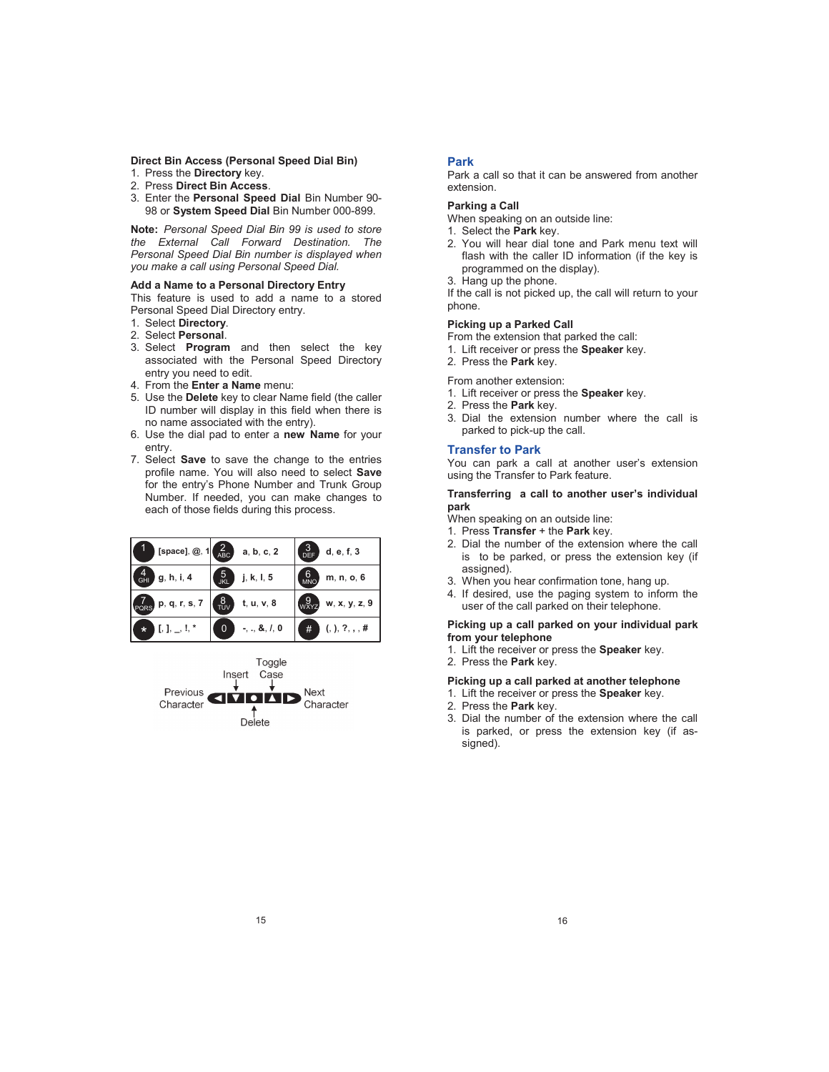**Direct Bin Access (Personal Speed Dial Bin)**

1. Press the **Directory** key.
2. Press **Direct Bin Access**.
3. Enter the **Personal Speed Dial** Bin Number 90-98 or **System Speed Dial** Bin Number 000-899.

**Note:** *Personal Speed Dial Bin 99 is used to store the External Call Forward Destination. The Personal Speed Dial Bin number is displayed when you make a call using Personal Speed Dial.*

**Add a Name to a Personal Directory Entry**

This feature is used to add a name to a stored Personal Speed Dial Directory entry.

1. Select **Directory**.
2. Select **Personal**.
3. Select **Program** and then select the key associated with the Personal Speed Directory entry you need to edit.
4. From the **Enter a Name** menu:
5. Use the **Delete** key to clear Name field (the caller ID number will display in this field when there is no name associated with the entry).
6. Use the dial pad to enter a **new Name** for your entry.
7. Select **Save** to save the change to the entries profile name. You will also need to select **Save** for the entry's Phone Number and Trunk Group Number. If needed, you can make changes to each of those fields during this process.

| | | | | | |
|---|---|---|---|---|---|
| 1 | [space], @, 1 | 2 ABC | a, b, c, 2 | 3 DEF | d, e, f, 3 |
| 4 GHI | g, h, i, 4 | 5 JKL | j, k, l, 5 | 6 MNO | m, n, o, 6 |
| 7 PQRS | p, q, r, s, 7 | 8 TUV | t, u, v, 8 | 9 WXYZ | w, x, y, z, 9 |
| * | [, ], _, !, * | 0 | -, ., &, /, 0 | # | (, ), ?, , , # |

Toggle Case
Insert
Previous Character
Next Character
Delete

## Park

Park a call so that it can be answered from another extension.

**Parking a Call**

When speaking on an outside line:

1. Select the **Park** key.
2. You will hear dial tone and Park menu text will flash with the caller ID information (if the key is programmed on the display).
3. Hang up the phone.

If the call is not picked up, the call will return to your phone.

**Picking up a Parked Call**

From the extension that parked the call:

1. Lift receiver or press the **Speaker** key.
2. Press the **Park** key.

From another extension:

1. Lift receiver or press the **Speaker** key.
2. Press the **Park** key.
3. Dial the extension number where the call is parked to pick-up the call.

## Transfer to Park

You can park a call at another user's extension using the Transfer to Park feature.

**Transferring a call to another user's individual park**

When speaking on an outside line:

1. Press **Transfer** + the **Park** key.
2. Dial the number of the extension where the call is to be parked, or press the extension key (if assigned).
3. When you hear confirmation tone, hang up.
4. If desired, use the paging system to inform the user of the call parked on their telephone.

**Picking up a call parked on your individual park from your telephone**

1. Lift the receiver or press the **Speaker** key.
2. Press the **Park** key.

**Picking up a call parked at another telephone**

1. Lift the receiver or press the **Speaker** key.
2. Press the **Park** key.
3. Dial the number of the extension where the call is parked, or press the extension key (if assigned).